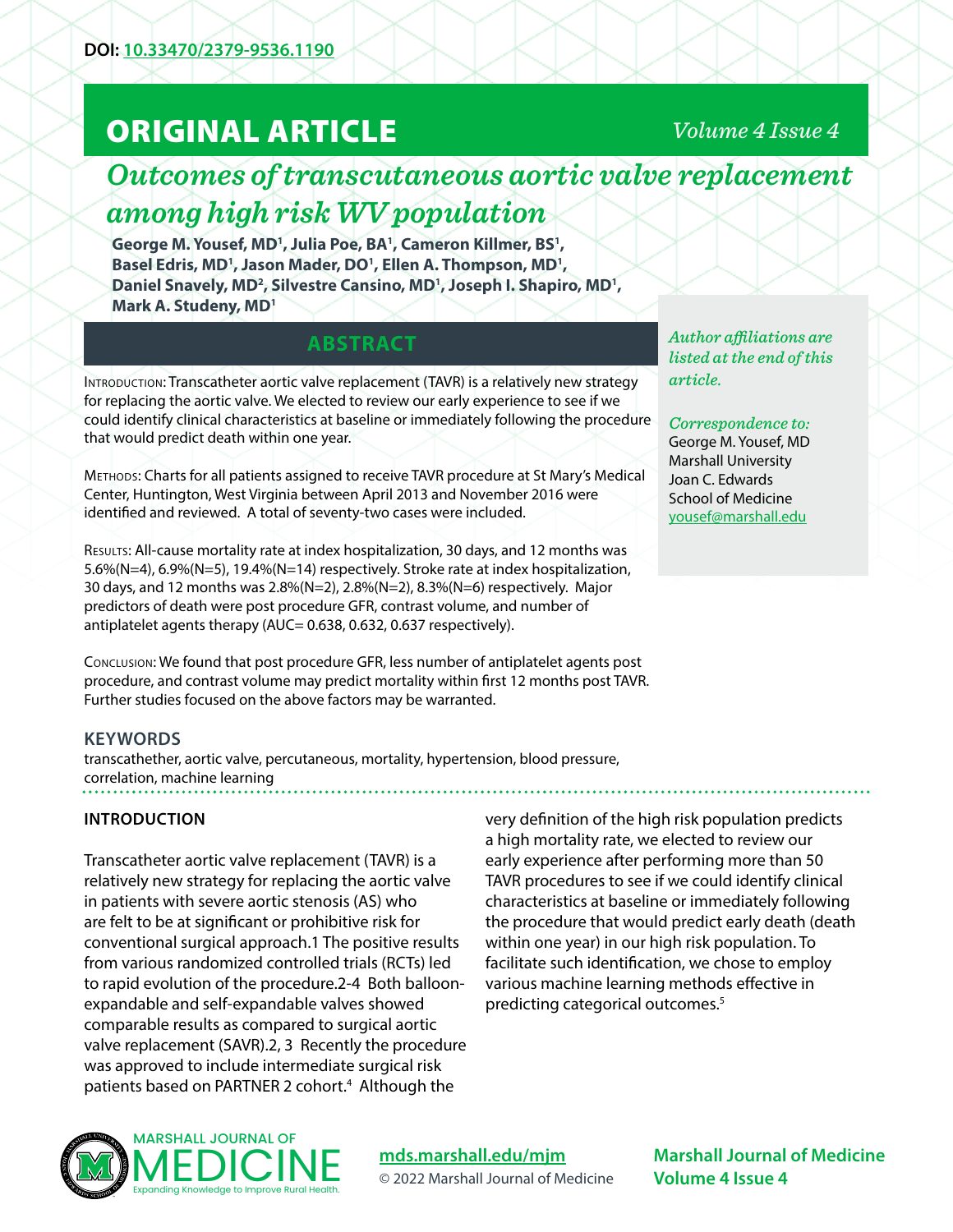DOI: 10.33470/2379-9536.1190

# ORIGINAL ARTICLE

# Outcomes of transcutaneous aortic valve replacement among high risk WV population

**George M. Yousef, MD[1], Julia Poe, BA[1], Cameron Killmer, BS[1], Basel Edris, MD[1], Jason Mader, DO[1], Ellen A. Thompson, MD[1], Daniel Snavely, MD[2], Silvestre Cansino, MD[1], Joseph I. Shapiro, MD[1], Mark A. Studeny, MD[1]**

*Author affiliations are listed at the end of this article.*

*Correspondence to:*
George M. Yousef, MD
Marshall University
Joan C. Edwards
School of Medicine
yousef@marshall.edu

## ABSTRACT

Introduction: Transcatheter aortic valve replacement (TAVR) is a relatively new strategy for replacing the aortic valve. We elected to review our early experience to see if we could identify clinical characteristics at baseline or immediately following the procedure that would predict death within one year.

Methods: Charts for all patients assigned to receive TAVR procedure at St Mary's Medical Center, Huntington, West Virginia between April 2013 and November 2016 were identified and reviewed. A total of seventy-two cases were included.

Results: All-cause mortality rate at index hospitalization, 30 days, and 12 months was 5.6%(N=4), 6.9%(N=5), 19.4%(N=14) respectively. Stroke rate at index hospitalization, 30 days, and 12 months was 2.8%(N=2), 2.8%(N=2), 8.3%(N=6) respectively. Major predictors of death were post procedure GFR, contrast volume, and number of antiplatelet agents therapy (AUC= 0.638, 0.632, 0.637 respectively).

Conclusion: We found that post procedure GFR, less number of antiplatelet agents post procedure, and contrast volume may predict mortality within first 12 months post TAVR. Further studies focused on the above factors may be warranted.

## KEYWORDS

transcathether, aortic valve, percutaneous, mortality, hypertension, blood pressure, correlation, machine learning

## INTRODUCTION

Transcatheter aortic valve replacement (TAVR) is a relatively new strategy for replacing the aortic valve in patients with severe aortic stenosis (AS) who are felt to be at significant or prohibitive risk for conventional surgical approach.1 The positive results from various randomized controlled trials (RCTs) led to rapid evolution of the procedure.2-4 Both balloon-expandable and self-expandable valves showed comparable results as compared to surgical aortic valve replacement (SAVR).2, 3 Recently the procedure was approved to include intermediate surgical risk patients based on PARTNER 2 cohort.[4] Although the very definition of the high risk population predicts a high mortality rate, we elected to review our early experience after performing more than 50 TAVR procedures to see if we could identify clinical characteristics at baseline or immediately following the procedure that would predict early death (death within one year) in our high risk population. To facilitate such identification, we chose to employ various machine learning methods effective in predicting categorical outcomes.[5]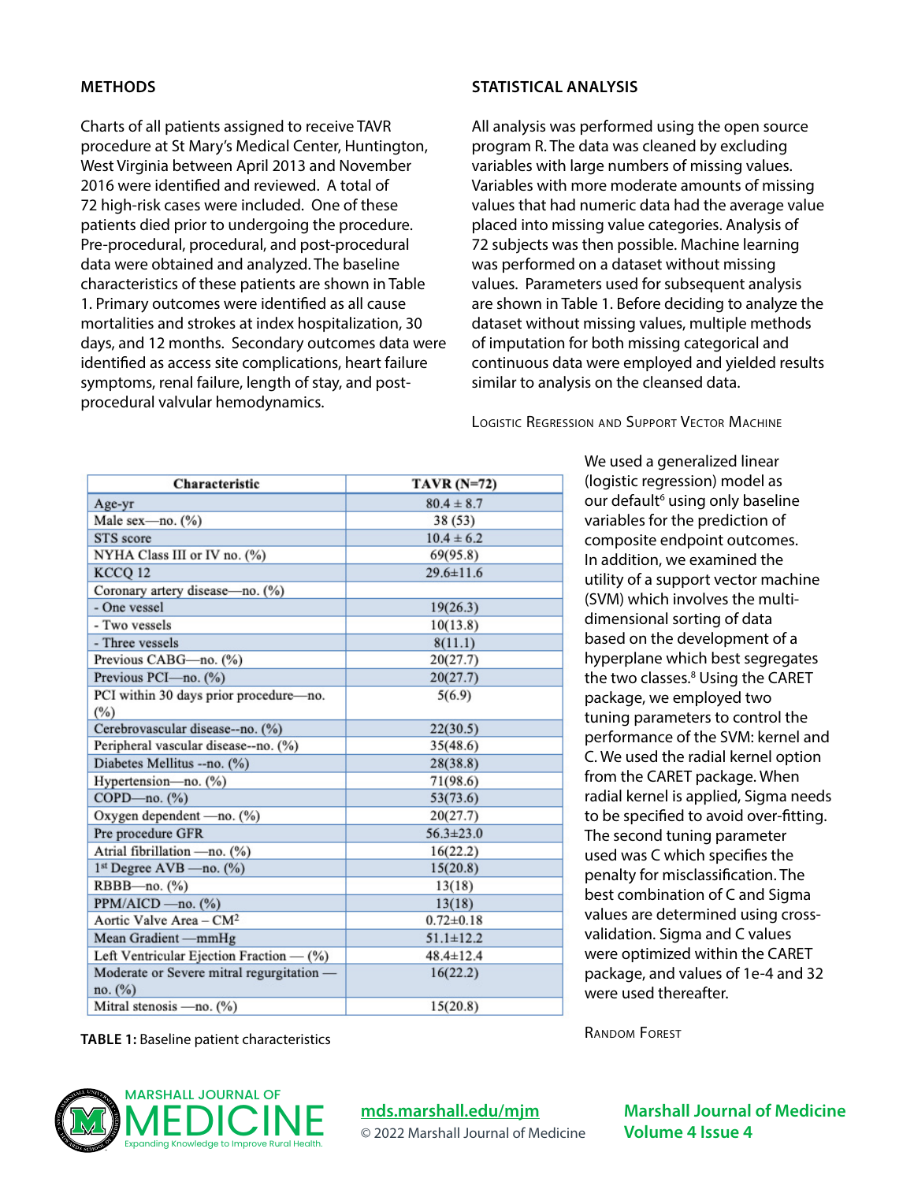## METHODS

Charts of all patients assigned to receive TAVR procedure at St Mary's Medical Center, Huntington, West Virginia between April 2013 and November 2016 were identified and reviewed. A total of 72 high-risk cases were included. One of these patients died prior to undergoing the procedure. Pre-procedural, procedural, and post-procedural data were obtained and analyzed. The baseline characteristics of these patients are shown in Table 1. Primary outcomes were identified as all cause mortalities and strokes at index hospitalization, 30 days, and 12 months. Secondary outcomes data were identified as access site complications, heart failure symptoms, renal failure, length of stay, and post-procedural valvular hemodynamics.

| Characteristic | TAVR (N=72) |
|---|---|
| Age-yr | 80.4 ± 8.7 |
| Male sex—no. (%) | 38 (53) |
| STS score | 10.4 ± 6.2 |
| NYHA Class III or IV no. (%) | 69(95.8) |
| KCCQ 12 | 29.6±11.6 |
| Coronary artery disease—no. (%) | |
| - One vessel | 19(26.3) |
| - Two vessels | 10(13.8) |
| - Three vessels | 8(11.1) |
| Previous CABG—no. (%) | 20(27.7) |
| Previous PCI—no. (%) | 20(27.7) |
| PCI within 30 days prior procedure—no. (%) | 5(6.9) |
| Cerebrovascular disease--no. (%) | 22(30.5) |
| Peripheral vascular disease--no. (%) | 35(48.6) |
| Diabetes Mellitus --no. (%) | 28(38.8) |
| Hypertension—no. (%) | 71(98.6) |
| COPD—no. (%) | 53(73.6) |
| Oxygen dependent —no. (%) | 20(27.7) |
| Pre procedure GFR | 56.3±23.0 |
| Atrial fibrillation —no. (%) | 16(22.2) |
| 1st Degree AVB —no. (%) | 15(20.8) |
| RBBB—no. (%) | 13(18) |
| PPM/AICD —no. (%) | 13(18) |
| Aortic Valve Area – $CM^2$ | 0.72±0.18 |
| Mean Gradient —mmHg | 51.1±12.2 |
| Left Ventricular Ejection Fraction — (%) | 48.4±12.4 |
| Moderate or Severe mitral regurgitation — no. (%) | 16(22.2) |
| Mitral stenosis —no. (%) | 15(20.8) |

**TABLE 1:** Baseline patient characteristics

## STATISTICAL ANALYSIS

All analysis was performed using the open source program R. The data was cleaned by excluding variables with large numbers of missing values. Variables with more moderate amounts of missing values that had numeric data had the average value placed into missing value categories. Analysis of 72 subjects was then possible. Machine learning was performed on a dataset without missing values. Parameters used for subsequent analysis are shown in Table 1. Before deciding to analyze the dataset without missing values, multiple methods of imputation for both missing categorical and continuous data were employed and yielded results similar to analysis on the cleansed data.

### Logistic Regression and Support Vector Machine

We used a generalized linear (logistic regression) model as our default[6] using only baseline variables for the prediction of composite endpoint outcomes. In addition, we examined the utility of a support vector machine (SVM) which involves the multi-dimensional sorting of data based on the development of a hyperplane which best segregates the two classes.[8] Using the CARET package, we employed two tuning parameters to control the performance of the SVM: kernel and C. We used the radial kernel option from the CARET package. When radial kernel is applied, Sigma needs to be specified to avoid over-fitting. The second tuning parameter used was C which specifies the penalty for misclassification. The best combination of C and Sigma values are determined using cross-validation. Sigma and C values were optimized within the CARET package, and values of 1e-4 and 32 were used thereafter.

### Random Forest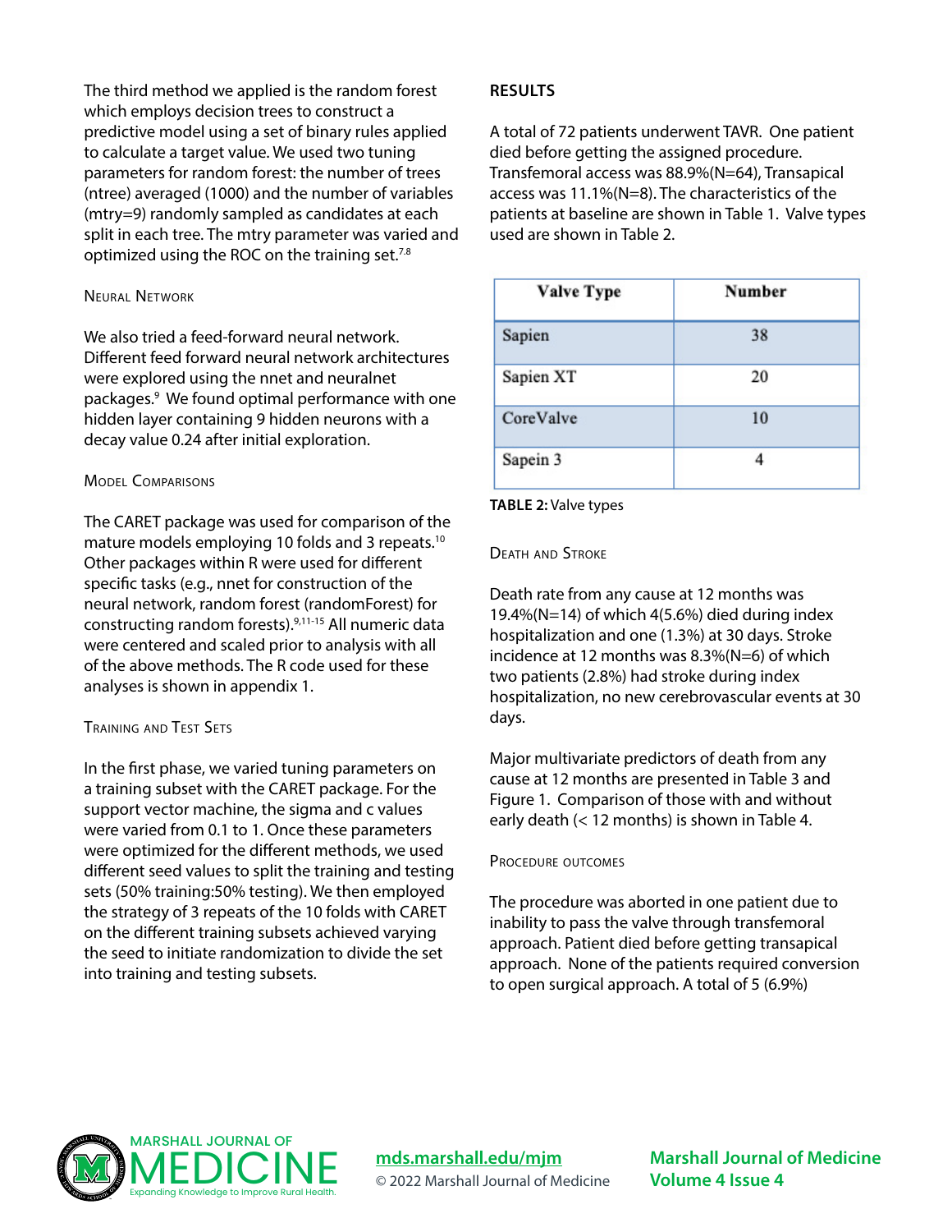The third method we applied is the random forest which employs decision trees to construct a predictive model using a set of binary rules applied to calculate a target value. We used two tuning parameters for random forest: the number of trees (ntree) averaged (1000) and the number of variables (mtry=9) randomly sampled as candidates at each split in each tree. The mtry parameter was varied and optimized using the ROC on the training set.[7,8]

### Neural Network

We also tried a feed-forward neural network. Different feed forward neural network architectures were explored using the nnet and neuralnet packages.[9] We found optimal performance with one hidden layer containing 9 hidden neurons with a decay value 0.24 after initial exploration.

### Model Comparisons

The CARET package was used for comparison of the mature models employing 10 folds and 3 repeats.[10] Other packages within R were used for different specific tasks (e.g., nnet for construction of the neural network, random forest (randomForest) for constructing random forests).[9,11-15] All numeric data were centered and scaled prior to analysis with all of the above methods. The R code used for these analyses is shown in appendix 1.

### Training and Test Sets

In the first phase, we varied tuning parameters on a training subset with the CARET package. For the support vector machine, the sigma and c values were varied from 0.1 to 1. Once these parameters were optimized for the different methods, we used different seed values to split the training and testing sets (50% training:50% testing). We then employed the strategy of 3 repeats of the 10 folds with CARET on the different training subsets achieved varying the seed to initiate randomization to divide the set into training and testing subsets.

## RESULTS

A total of 72 patients underwent TAVR. One patient died before getting the assigned procedure. Transfemoral access was 88.9%(N=64), Transapical access was 11.1%(N=8). The characteristics of the patients at baseline are shown in Table 1. Valve types used are shown in Table 2.

| Valve Type | Number |
|---|---|
| Sapien | 38 |
| Sapien XT | 20 |
| CoreValve | 10 |
| Sapein 3 | 4 |

**TABLE 2:** Valve types

### Death and Stroke

Death rate from any cause at 12 months was 19.4%(N=14) of which 4(5.6%) died during index hospitalization and one (1.3%) at 30 days. Stroke incidence at 12 months was 8.3%(N=6) of which two patients (2.8%) had stroke during index hospitalization, no new cerebrovascular events at 30 days.

Major multivariate predictors of death from any cause at 12 months are presented in Table 3 and Figure 1. Comparison of those with and without early death (< 12 months) is shown in Table 4.

### Procedure outcomes

The procedure was aborted in one patient due to inability to pass the valve through transfemoral approach. Patient died before getting transapical approach. None of the patients required conversion to open surgical approach. A total of 5 (6.9%)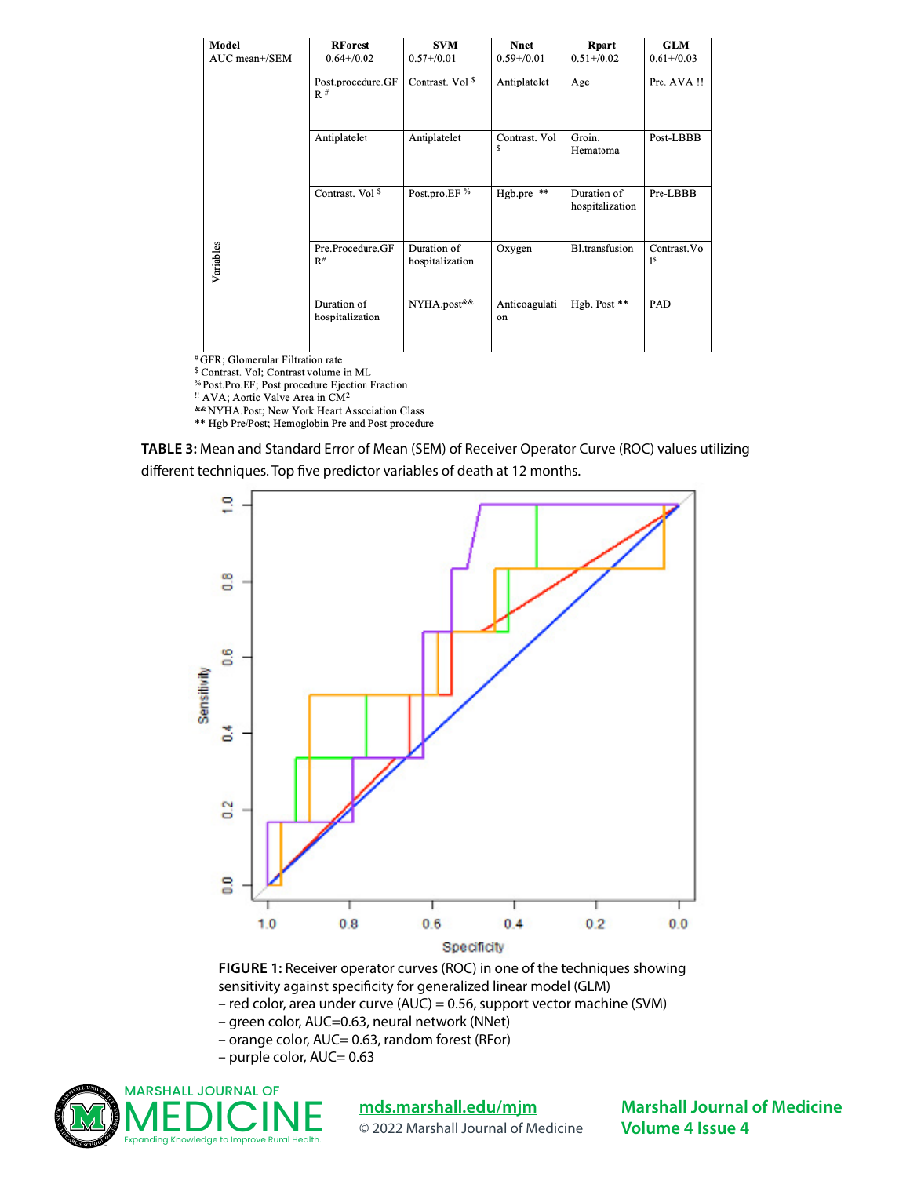| Model AUC mean+/SEM | RForest 0.64+/0.02 | SVM 0.57+/0.01 | Nnet 0.59+/0.01 | Rpart 0.51+/0.02 | GLM 0.61+/0.03 |
|---|---|---|---|---|---|
| Variables | Post.procedure.GFR # | Contrast. Vol $ | Antiplatelet | Age | Pre. AVA !! |
| | Antiplatelet | Antiplatelet | Contrast. Vol $ | Groin. Hematoma | Post-LBBB |
| | Contrast. Vol $ | Post.pro.EF % | Hgb.pre ** | Duration of hospitalization | Pre-LBBB |
| | Pre.Procedure.GFR# | Duration of hospitalization | Oxygen | Bl.transfusion | Contrast.Vol$ |
| | Duration of hospitalization | NYHA.post&& | Anticoagulation | Hgb. Post ** | PAD |

# GFR; Glomerular Filtration rate
$ Contrast. Vol; Contrast volume in ML
% Post.Pro.EF; Post procedure Ejection Fraction
!! AVA; Aortic Valve Area in CM²
&& NYHA.Post; New York Heart Association Class
** Hgb Pre/Post; Hemoglobin Pre and Post procedure

**TABLE 3:** Mean and Standard Error of Mean (SEM) of Receiver Operator Curve (ROC) values utilizing different techniques. Top five predictor variables of death at 12 months.

**FIGURE 1:** Receiver operator curves (ROC) in one of the techniques showing sensitivity against specificity for generalized linear model (GLM)
– red color, area under curve (AUC) = 0.56, support vector machine (SVM)
– green color, AUC=0.63, neural network (NNet)
– orange color, AUC= 0.63, random forest (RFor)
– purple color, AUC= 0.63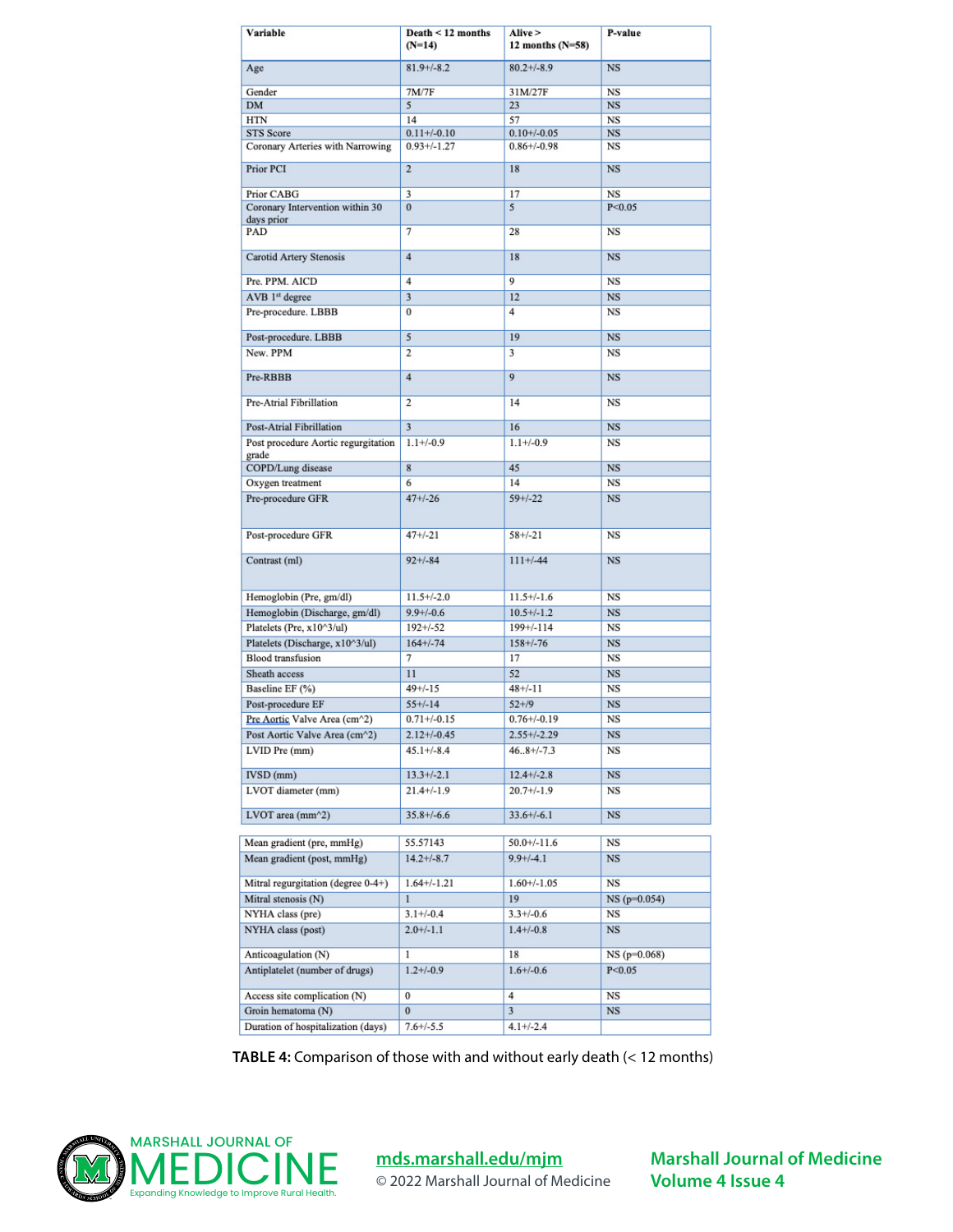| Variable | Death < 12 months (N=14) | Alive > 12 months (N=58) | P-value |
|---|---|---|---|
| Age | 81.9+/-8.2 | 80.2+/-8.9 | NS |
| Gender | 7M/7F | 31M/27F | NS |
| DM | 5 | 23 | NS |
| HTN | 14 | 57 | NS |
| STS Score | 0.11+/-0.10 | 0.10+/-0.05 | NS |
| Coronary Arteries with Narrowing | 0.93+/-1.27 | 0.86+/-0.98 | NS |
| Prior PCI | 2 | 18 | NS |
| Prior CABG | 3 | 17 | NS |
| Coronary Intervention within 30 days prior | 0 | 5 | P<0.05 |
| PAD | 7 | 28 | NS |
| Carotid Artery Stenosis | 4 | 18 | NS |
| Pre. PPM. AICD | 4 | 9 | NS |
| AVB 1st degree | 3 | 12 | NS |
| Pre-procedure. LBBB | 0 | 4 | NS |
| Post-procedure. LBBB | 5 | 19 | NS |
| New. PPM | 2 | 3 | NS |
| Pre-RBBB | 4 | 9 | NS |
| Pre-Atrial Fibrillation | 2 | 14 | NS |
| Post-Atrial Fibrillation | 3 | 16 | NS |
| Post procedure Aortic regurgitation grade | 1.1+/-0.9 | 1.1+/-0.9 | NS |
| COPD/Lung disease | 8 | 45 | NS |
| Oxygen treatment | 6 | 14 | NS |
| Pre-procedure GFR | 47+/-26 | 59+/-22 | NS |
| Post-procedure GFR | 47+/-21 | 58+/-21 | NS |
| Contrast (ml) | 92+/-84 | 111+/-44 | NS |
| Hemoglobin (Pre, gm/dl) | 11.5+/-2.0 | 11.5+/-1.6 | NS |
| Hemoglobin (Discharge, gm/dl) | 9.9+/-0.6 | 10.5+/-1.2 | NS |
| Platelets (Pre, x10^3/ul) | 192+/-52 | 199+/-114 | NS |
| Platelets (Discharge, x10^3/ul) | 164+/-74 | 158+/-76 | NS |
| Blood transfusion | 7 | 17 | NS |
| Sheath access | 11 | 52 | NS |
| Baseline EF (%) | 49+/-15 | 48+/-11 | NS |
| Post-procedure EF | 55+/-14 | 52+/9 | NS |
| Pre Aortic Valve Area (cm^2) | 0.71+/-0.15 | 0.76+/-0.19 | NS |
| Post Aortic Valve Area (cm^2) | 2.12+/-0.45 | 2.55+/-2.29 | NS |
| LVID Pre (mm) | 45.1+/-8.4 | 46..8+/-7.3 | NS |
| IVSD (mm) | 13.3+/-2.1 | 12.4+/-2.8 | NS |
| LVOT diameter (mm) | 21.4+/-1.9 | 20.7+/-1.9 | NS |
| LVOT area (mm^2) | 35.8+/-6.6 | 33.6+/-6.1 | NS |
| Mean gradient (pre, mmHg) | 55.57143 | 50.0+/-11.6 | NS |
| Mean gradient (post, mmHg) | 14.2+/-8.7 | 9.9+/-4.1 | NS |
| Mitral regurgitation (degree 0-4+) | 1.64+/-1.21 | 1.60+/-1.05 | NS |
| Mitral stenosis (N) | 1 | 19 | NS (p=0.054) |
| NYHA class (pre) | 3.1+/-0.4 | 3.3+/-0.6 | NS |
| NYHA class (post) | 2.0+/-1.1 | 1.4+/-0.8 | NS |
| Anticoagulation (N) | 1 | 18 | NS (p=0.068) |
| Antiplatelet (number of drugs) | 1.2+/-0.9 | 1.6+/-0.6 | P<0.05 |
| Access site complication (N) | 0 | 4 | NS |
| Groin hematoma (N) | 0 | 3 | NS |
| Duration of hospitalization (days) | 7.6+/-5.5 | 4.1+/-2.4 | |

**TABLE 4:** Comparison of those with and without early death (< 12 months)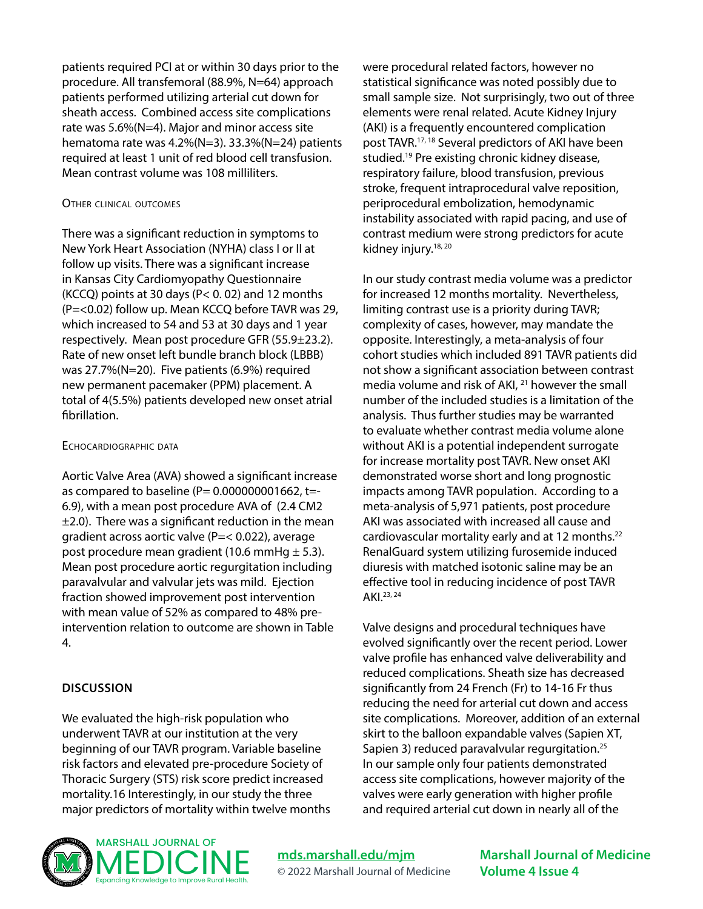patients required PCI at or within 30 days prior to the procedure. All transfemoral (88.9%, N=64) approach patients performed utilizing arterial cut down for sheath access. Combined access site complications rate was 5.6%(N=4). Major and minor access site hematoma rate was 4.2%(N=3). 33.3%(N=24) patients required at least 1 unit of red blood cell transfusion. Mean contrast volume was 108 milliliters.

### Other clinical outcomes

There was a significant reduction in symptoms to New York Heart Association (NYHA) class I or II at follow up visits. There was a significant increase in Kansas City Cardiomyopathy Questionnaire (KCCQ) points at 30 days (P< 0. 02) and 12 months (P=<0.02) follow up. Mean KCCQ before TAVR was 29, which increased to 54 and 53 at 30 days and 1 year respectively. Mean post procedure GFR (55.9±23.2). Rate of new onset left bundle branch block (LBBB) was 27.7%(N=20). Five patients (6.9%) required new permanent pacemaker (PPM) placement. A total of 4(5.5%) patients developed new onset atrial fibrillation.

### Echocardiographic data

Aortic Valve Area (AVA) showed a significant increase as compared to baseline (P= 0.000000001662, t=-6.9), with a mean post procedure AVA of (2.4 CM2 ±2.0). There was a significant reduction in the mean gradient across aortic valve (P=< 0.022), average post procedure mean gradient (10.6 mmHg ± 5.3). Mean post procedure aortic regurgitation including paravalvular and valvular jets was mild. Ejection fraction showed improvement post intervention with mean value of 52% as compared to 48% pre-intervention relation to outcome are shown in Table 4.

## DISCUSSION

We evaluated the high-risk population who underwent TAVR at our institution at the very beginning of our TAVR program. Variable baseline risk factors and elevated pre-procedure Society of Thoracic Surgery (STS) risk score predict increased mortality.16 Interestingly, in our study the three major predictors of mortality within twelve months were procedural related factors, however no statistical significance was noted possibly due to small sample size. Not surprisingly, two out of three elements were renal related. Acute Kidney Injury (AKI) is a frequently encountered complication post TAVR.[17, 18] Several predictors of AKI have been studied.[19] Pre existing chronic kidney disease, respiratory failure, blood transfusion, previous stroke, frequent intraprocedural valve reposition, periprocedural embolization, hemodynamic instability associated with rapid pacing, and use of contrast medium were strong predictors for acute kidney injury.[18, 20]

In our study contrast media volume was a predictor for increased 12 months mortality. Nevertheless, limiting contrast use is a priority during TAVR; complexity of cases, however, may mandate the opposite. Interestingly, a meta-analysis of four cohort studies which included 891 TAVR patients did not show a significant association between contrast media volume and risk of AKI, [21] however the small number of the included studies is a limitation of the analysis. Thus further studies may be warranted to evaluate whether contrast media volume alone without AKI is a potential independent surrogate for increase mortality post TAVR. New onset AKI demonstrated worse short and long prognostic impacts among TAVR population. According to a meta-analysis of 5,971 patients, post procedure AKI was associated with increased all cause and cardiovascular mortality early and at 12 months.[22] RenalGuard system utilizing furosemide induced diuresis with matched isotonic saline may be an effective tool in reducing incidence of post TAVR AKI.[23, 24]

Valve designs and procedural techniques have evolved significantly over the recent period. Lower valve profile has enhanced valve deliverability and reduced complications. Sheath size has decreased significantly from 24 French (Fr) to 14-16 Fr thus reducing the need for arterial cut down and access site complications. Moreover, addition of an external skirt to the balloon expandable valves (Sapien XT, Sapien 3) reduced paravalvular regurgitation.[25] In our sample only four patients demonstrated access site complications, however majority of the valves were early generation with higher profile and required arterial cut down in nearly all of the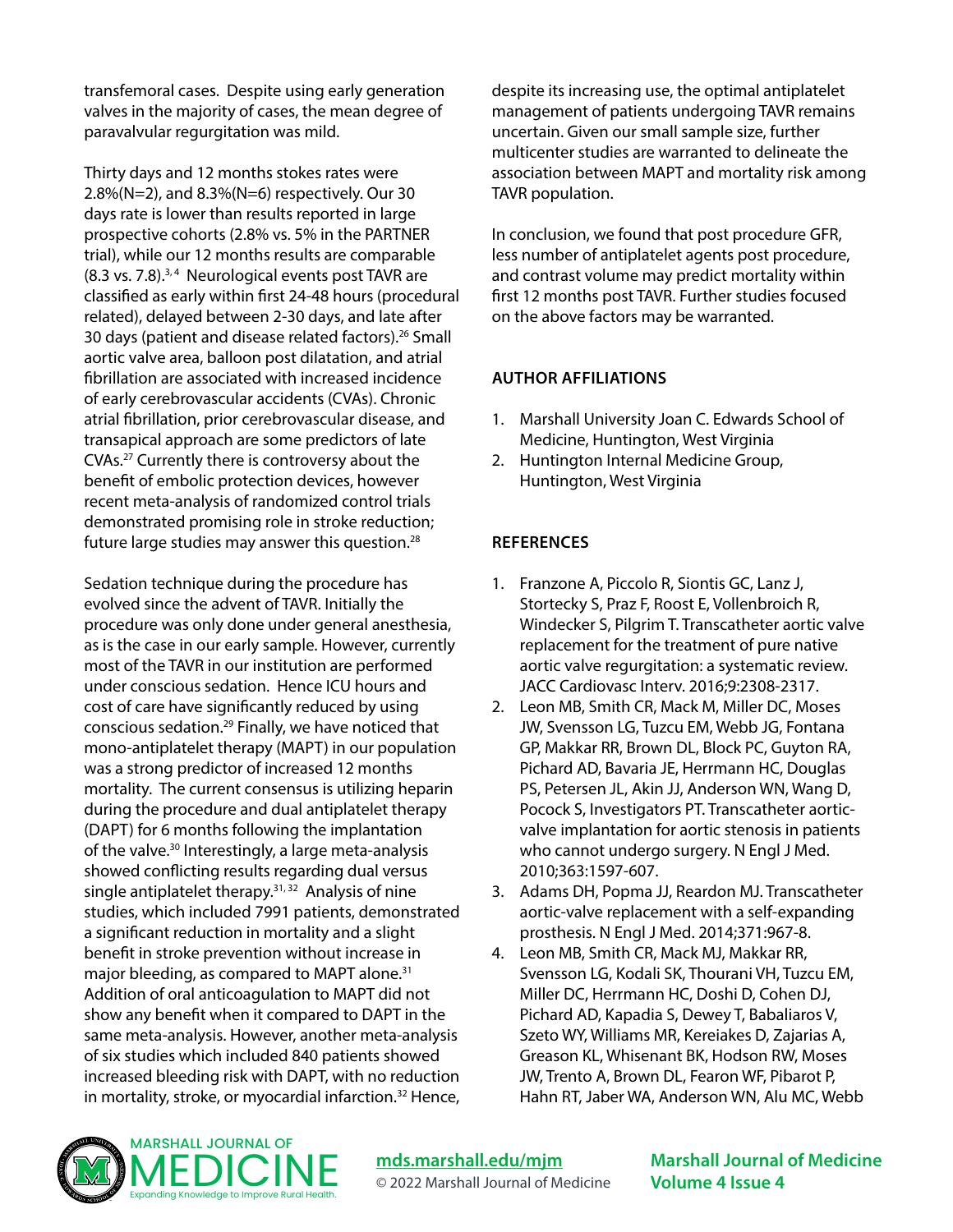transfemoral cases. Despite using early generation valves in the majority of cases, the mean degree of paravalvular regurgitation was mild.

Thirty days and 12 months stokes rates were 2.8%(N=2), and 8.3%(N=6) respectively. Our 30 days rate is lower than results reported in large prospective cohorts (2.8% vs. 5% in the PARTNER trial), while our 12 months results are comparable (8.3 vs. 7.8).[3, 4] Neurological events post TAVR are classified as early within first 24-48 hours (procedural related), delayed between 2-30 days, and late after 30 days (patient and disease related factors).[26] Small aortic valve area, balloon post dilatation, and atrial fibrillation are associated with increased incidence of early cerebrovascular accidents (CVAs). Chronic atrial fibrillation, prior cerebrovascular disease, and transapical approach are some predictors of late CVAs.[27] Currently there is controversy about the benefit of embolic protection devices, however recent meta-analysis of randomized control trials demonstrated promising role in stroke reduction; future large studies may answer this question.[28]

Sedation technique during the procedure has evolved since the advent of TAVR. Initially the procedure was only done under general anesthesia, as is the case in our early sample. However, currently most of the TAVR in our institution are performed under conscious sedation. Hence ICU hours and cost of care have significantly reduced by using conscious sedation.[29] Finally, we have noticed that mono-antiplatelet therapy (MAPT) in our population was a strong predictor of increased 12 months mortality. The current consensus is utilizing heparin during the procedure and dual antiplatelet therapy (DAPT) for 6 months following the implantation of the valve.[30] Interestingly, a large meta-analysis showed conflicting results regarding dual versus single antiplatelet therapy.[31, 32] Analysis of nine studies, which included 7991 patients, demonstrated a significant reduction in mortality and a slight benefit in stroke prevention without increase in major bleeding, as compared to MAPT alone.[31] Addition of oral anticoagulation to MAPT did not show any benefit when it compared to DAPT in the same meta-analysis. However, another meta-analysis of six studies which included 840 patients showed increased bleeding risk with DAPT, with no reduction in mortality, stroke, or myocardial infarction.[32] Hence, despite its increasing use, the optimal antiplatelet management of patients undergoing TAVR remains uncertain. Given our small sample size, further multicenter studies are warranted to delineate the association between MAPT and mortality risk among TAVR population.

In conclusion, we found that post procedure GFR, less number of antiplatelet agents post procedure, and contrast volume may predict mortality within first 12 months post TAVR. Further studies focused on the above factors may be warranted.

## AUTHOR AFFILIATIONS

1. Marshall University Joan C. Edwards School of Medicine, Huntington, West Virginia
2. Huntington Internal Medicine Group, Huntington, West Virginia

## REFERENCES

1. Franzone A, Piccolo R, Siontis GC, Lanz J, Stortecky S, Praz F, Roost E, Vollenbroich R, Windecker S, Pilgrim T. Transcatheter aortic valve replacement for the treatment of pure native aortic valve regurgitation: a systematic review. JACC Cardiovasc Interv. 2016;9:2308-2317.
2. Leon MB, Smith CR, Mack M, Miller DC, Moses JW, Svensson LG, Tuzcu EM, Webb JG, Fontana GP, Makkar RR, Brown DL, Block PC, Guyton RA, Pichard AD, Bavaria JE, Herrmann HC, Douglas PS, Petersen JL, Akin JJ, Anderson WN, Wang D, Pocock S, Investigators PT. Transcatheter aortic-valve implantation for aortic stenosis in patients who cannot undergo surgery. N Engl J Med. 2010;363:1597-607.
3. Adams DH, Popma JJ, Reardon MJ. Transcatheter aortic-valve replacement with a self-expanding prosthesis. N Engl J Med. 2014;371:967-8.
4. Leon MB, Smith CR, Mack MJ, Makkar RR, Svensson LG, Kodali SK, Thourani VH, Tuzcu EM, Miller DC, Herrmann HC, Doshi D, Cohen DJ, Pichard AD, Kapadia S, Dewey T, Babaliaros V, Szeto WY, Williams MR, Kereiakes D, Zajarias A, Greason KL, Whisenant BK, Hodson RW, Moses JW, Trento A, Brown DL, Fearon WF, Pibarot P, Hahn RT, Jaber WA, Anderson WN, Alu MC, Webb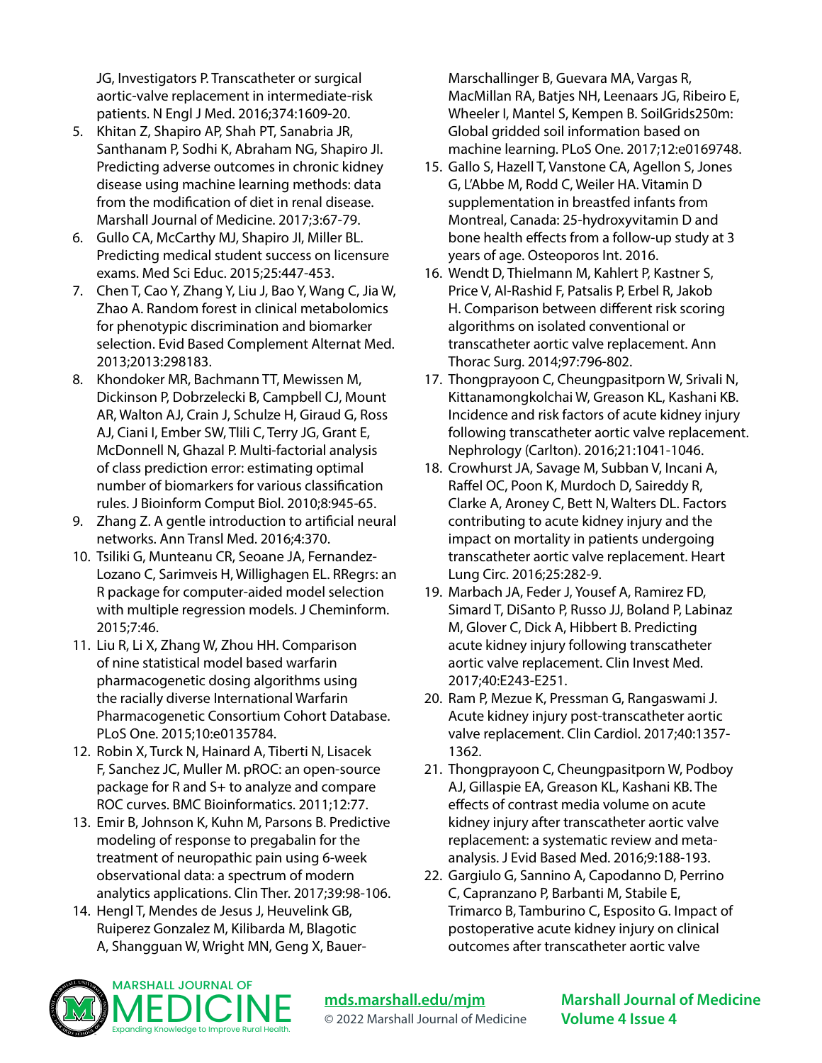JG, Investigators P. Transcatheter or surgical aortic-valve replacement in intermediate-risk patients. N Engl J Med. 2016;374:1609-20.

5. Khitan Z, Shapiro AP, Shah PT, Sanabria JR, Santhanam P, Sodhi K, Abraham NG, Shapiro JI. Predicting adverse outcomes in chronic kidney disease using machine learning methods: data from the modification of diet in renal disease. Marshall Journal of Medicine. 2017;3:67-79.
6. Gullo CA, McCarthy MJ, Shapiro JI, Miller BL. Predicting medical student success on licensure exams. Med Sci Educ. 2015;25:447-453.
7. Chen T, Cao Y, Zhang Y, Liu J, Bao Y, Wang C, Jia W, Zhao A. Random forest in clinical metabolomics for phenotypic discrimination and biomarker selection. Evid Based Complement Alternat Med. 2013;2013:298183.
8. Khondoker MR, Bachmann TT, Mewissen M, Dickinson P, Dobrzelecki B, Campbell CJ, Mount AR, Walton AJ, Crain J, Schulze H, Giraud G, Ross AJ, Ciani I, Ember SW, Tlili C, Terry JG, Grant E, McDonnell N, Ghazal P. Multi-factorial analysis of class prediction error: estimating optimal number of biomarkers for various classification rules. J Bioinform Comput Biol. 2010;8:945-65.
9. Zhang Z. A gentle introduction to artificial neural networks. Ann Transl Med. 2016;4:370.
10. Tsiliki G, Munteanu CR, Seoane JA, Fernandez-Lozano C, Sarimveis H, Willighagen EL. RRegrs: an R package for computer-aided model selection with multiple regression models. J Cheminform. 2015;7:46.
11. Liu R, Li X, Zhang W, Zhou HH. Comparison of nine statistical model based warfarin pharmacogenetic dosing algorithms using the racially diverse International Warfarin Pharmacogenetic Consortium Cohort Database. PLoS One. 2015;10:e0135784.
12. Robin X, Turck N, Hainard A, Tiberti N, Lisacek F, Sanchez JC, Muller M. pROC: an open-source package for R and S+ to analyze and compare ROC curves. BMC Bioinformatics. 2011;12:77.
13. Emir B, Johnson K, Kuhn M, Parsons B. Predictive modeling of response to pregabalin for the treatment of neuropathic pain using 6-week observational data: a spectrum of modern analytics applications. Clin Ther. 2017;39:98-106.
14. Hengl T, Mendes de Jesus J, Heuvelink GB, Ruiperez Gonzalez M, Kilibarda M, Blagotic A, Shangguan W, Wright MN, Geng X, Bauer-Marschallinger B, Guevara MA, Vargas R, MacMillan RA, Batjes NH, Leenaars JG, Ribeiro E, Wheeler I, Mantel S, Kempen B. SoilGrids250m: Global gridded soil information based on machine learning. PLoS One. 2017;12:e0169748.
15. Gallo S, Hazell T, Vanstone CA, Agellon S, Jones G, L'Abbe M, Rodd C, Weiler HA. Vitamin D supplementation in breastfed infants from Montreal, Canada: 25-hydroxyvitamin D and bone health effects from a follow-up study at 3 years of age. Osteoporos Int. 2016.
16. Wendt D, Thielmann M, Kahlert P, Kastner S, Price V, Al-Rashid F, Patsalis P, Erbel R, Jakob H. Comparison between different risk scoring algorithms on isolated conventional or transcatheter aortic valve replacement. Ann Thorac Surg. 2014;97:796-802.
17. Thongprayoon C, Cheungpasitporn W, Srivali N, Kittanamongkolchai W, Greason KL, Kashani KB. Incidence and risk factors of acute kidney injury following transcatheter aortic valve replacement. Nephrology (Carlton). 2016;21:1041-1046.
18. Crowhurst JA, Savage M, Subban V, Incani A, Raffel OC, Poon K, Murdoch D, Saireddy R, Clarke A, Aroney C, Bett N, Walters DL. Factors contributing to acute kidney injury and the impact on mortality in patients undergoing transcatheter aortic valve replacement. Heart Lung Circ. 2016;25:282-9.
19. Marbach JA, Feder J, Yousef A, Ramirez FD, Simard T, DiSanto P, Russo JJ, Boland P, Labinaz M, Glover C, Dick A, Hibbert B. Predicting acute kidney injury following transcatheter aortic valve replacement. Clin Invest Med. 2017;40:E243-E251.
20. Ram P, Mezue K, Pressman G, Rangaswami J. Acute kidney injury post-transcatheter aortic valve replacement. Clin Cardiol. 2017;40:1357-1362.
21. Thongprayoon C, Cheungpasitporn W, Podboy AJ, Gillaspie EA, Greason KL, Kashani KB. The effects of contrast media volume on acute kidney injury after transcatheter aortic valve replacement: a systematic review and meta-analysis. J Evid Based Med. 2016;9:188-193.
22. Gargiulo G, Sannino A, Capodanno D, Perrino C, Capranzano P, Barbanti M, Stabile E, Trimarco B, Tamburino C, Esposito G. Impact of postoperative acute kidney injury on clinical outcomes after transcatheter aortic valve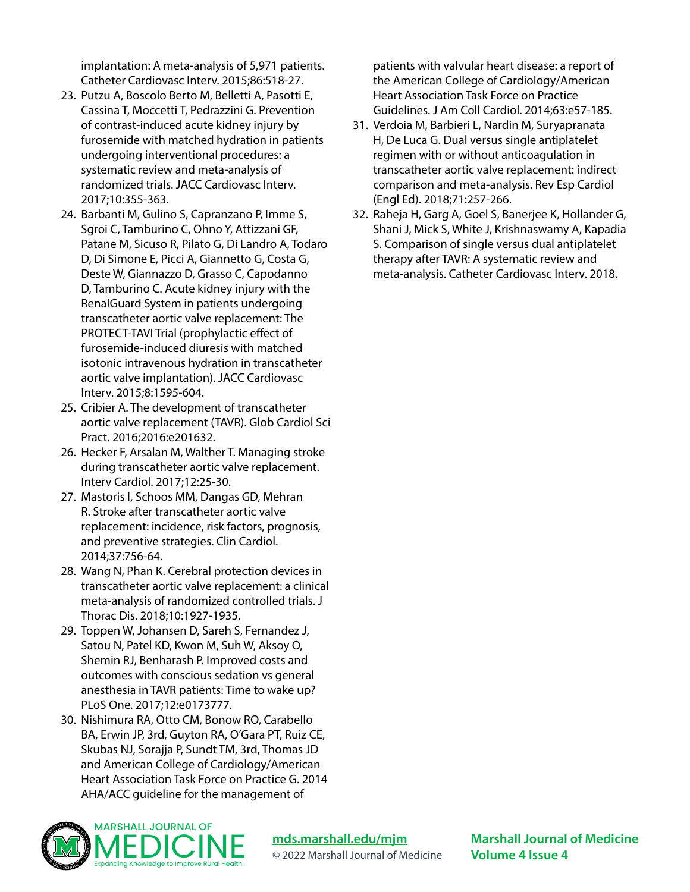implantation: A meta-analysis of 5,971 patients. Catheter Cardiovasc Interv. 2015;86:518-27.

23. Putzu A, Boscolo Berto M, Belletti A, Pasotti E, Cassina T, Moccetti T, Pedrazzini G. Prevention of contrast-induced acute kidney injury by furosemide with matched hydration in patients undergoing interventional procedures: a systematic review and meta-analysis of randomized trials. JACC Cardiovasc Interv. 2017;10:355-363.
24. Barbanti M, Gulino S, Capranzano P, Imme S, Sgroi C, Tamburino C, Ohno Y, Attizzani GF, Patane M, Sicuso R, Pilato G, Di Landro A, Todaro D, Di Simone E, Picci A, Giannetto G, Costa G, Deste W, Giannazzo D, Grasso C, Capodanno D, Tamburino C. Acute kidney injury with the RenalGuard System in patients undergoing transcatheter aortic valve replacement: The PROTECT-TAVI Trial (prophylactic effect of furosemide-induced diuresis with matched isotonic intravenous hydration in transcatheter aortic valve implantation). JACC Cardiovasc Interv. 2015;8:1595-604.
25. Cribier A. The development of transcatheter aortic valve replacement (TAVR). Glob Cardiol Sci Pract. 2016;2016:e201632.
26. Hecker F, Arsalan M, Walther T. Managing stroke during transcatheter aortic valve replacement. Interv Cardiol. 2017;12:25-30.
27. Mastoris I, Schoos MM, Dangas GD, Mehran R. Stroke after transcatheter aortic valve replacement: incidence, risk factors, prognosis, and preventive strategies. Clin Cardiol. 2014;37:756-64.
28. Wang N, Phan K. Cerebral protection devices in transcatheter aortic valve replacement: a clinical meta-analysis of randomized controlled trials. J Thorac Dis. 2018;10:1927-1935.
29. Toppen W, Johansen D, Sareh S, Fernandez J, Satou N, Patel KD, Kwon M, Suh W, Aksoy O, Shemin RJ, Benharash P. Improved costs and outcomes with conscious sedation vs general anesthesia in TAVR patients: Time to wake up? PLoS One. 2017;12:e0173777.
30. Nishimura RA, Otto CM, Bonow RO, Carabello BA, Erwin JP, 3rd, Guyton RA, O'Gara PT, Ruiz CE, Skubas NJ, Sorajja P, Sundt TM, 3rd, Thomas JD and American College of Cardiology/American Heart Association Task Force on Practice G. 2014 AHA/ACC guideline for the management of patients with valvular heart disease: a report of the American College of Cardiology/American Heart Association Task Force on Practice Guidelines. J Am Coll Cardiol. 2014;63:e57-185.
31. Verdoia M, Barbieri L, Nardin M, Suryapranata H, De Luca G. Dual versus single antiplatelet regimen with or without anticoagulation in transcatheter aortic valve replacement: indirect comparison and meta-analysis. Rev Esp Cardiol (Engl Ed). 2018;71:257-266.
32. Raheja H, Garg A, Goel S, Banerjee K, Hollander G, Shani J, Mick S, White J, Krishnaswamy A, Kapadia S. Comparison of single versus dual antiplatelet therapy after TAVR: A systematic review and meta-analysis. Catheter Cardiovasc Interv. 2018.